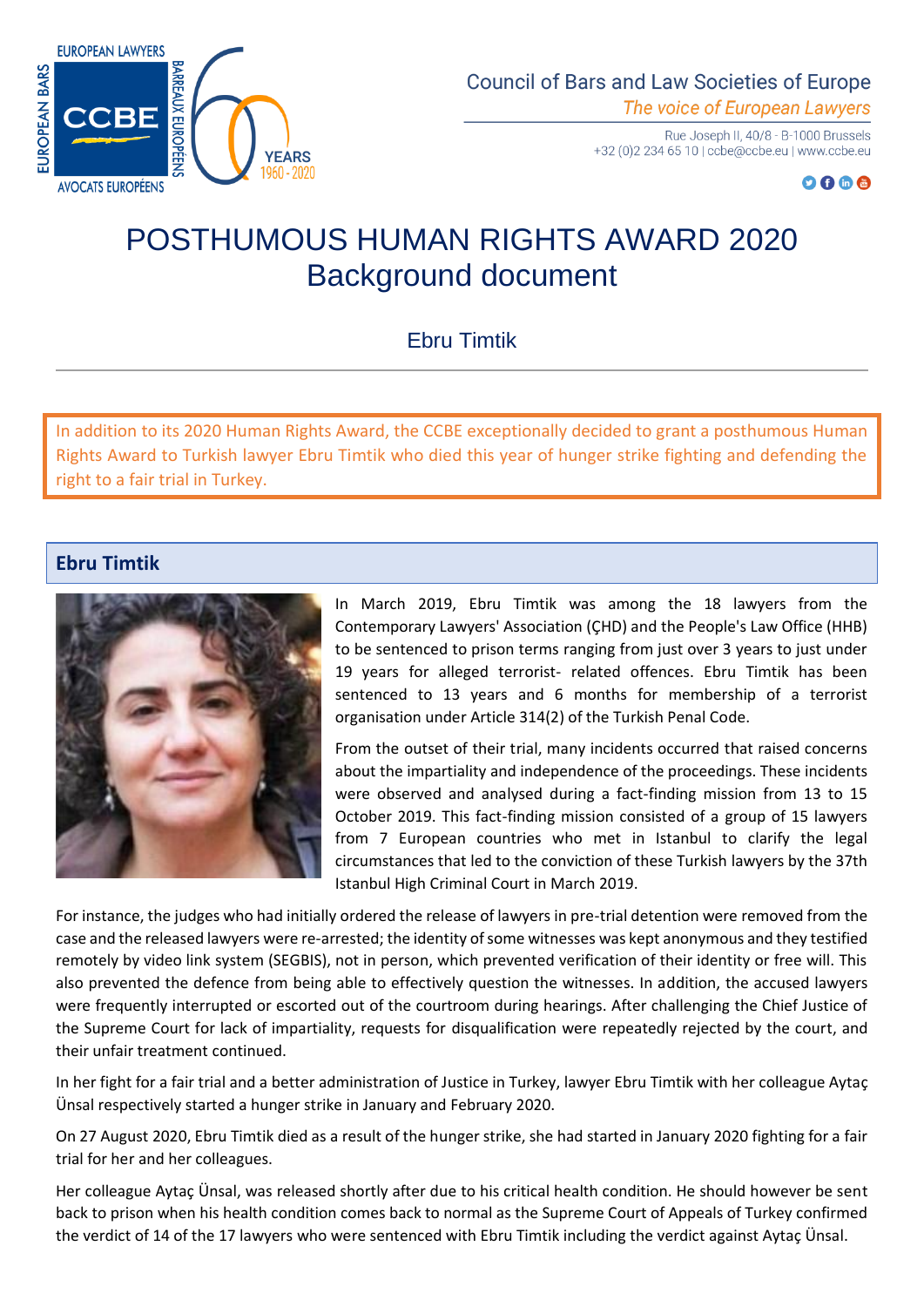Council of Bars and Law Societies of Europe
*The voice of European Lawyers*

Rue Joseph II, 40/8 - B-1000 Brussels
+32 (0)2 234 65 10 | ccbe@ccbe.eu | www.ccbe.eu

# POSTHUMOUS HUMAN RIGHTS AWARD 2020
# Background document

## Ebru Timtik

In addition to its 2020 Human Rights Award, the CCBE exceptionally decided to grant a posthumous Human Rights Award to Turkish lawyer Ebru Timtik who died this year of hunger strike fighting and defending the right to a fair trial in Turkey.

## Ebru Timtik

In March 2019, Ebru Timtik was among the 18 lawyers from the Contemporary Lawyers' Association (ÇHD) and the People's Law Office (HHB) to be sentenced to prison terms ranging from just over 3 years to just under 19 years for alleged terrorist- related offences. Ebru Timtik has been sentenced to 13 years and 6 months for membership of a terrorist organisation under Article 314(2) of the Turkish Penal Code.

From the outset of their trial, many incidents occurred that raised concerns about the impartiality and independence of the proceedings. These incidents were observed and analysed during a fact-finding mission from 13 to 15 October 2019. This fact-finding mission consisted of a group of 15 lawyers from 7 European countries who met in Istanbul to clarify the legal circumstances that led to the conviction of these Turkish lawyers by the 37th Istanbul High Criminal Court in March 2019.

For instance, the judges who had initially ordered the release of lawyers in pre-trial detention were removed from the case and the released lawyers were re-arrested; the identity of some witnesses was kept anonymous and they testified remotely by video link system (SEGBIS), not in person, which prevented verification of their identity or free will. This also prevented the defence from being able to effectively question the witnesses. In addition, the accused lawyers were frequently interrupted or escorted out of the courtroom during hearings. After challenging the Chief Justice of the Supreme Court for lack of impartiality, requests for disqualification were repeatedly rejected by the court, and their unfair treatment continued.

In her fight for a fair trial and a better administration of Justice in Turkey, lawyer Ebru Timtik with her colleague Aytaç Ünsal respectively started a hunger strike in January and February 2020.

On 27 August 2020, Ebru Timtik died as a result of the hunger strike, she had started in January 2020 fighting for a fair trial for her and her colleagues.

Her colleague Aytaç Ünsal, was released shortly after due to his critical health condition. He should however be sent back to prison when his health condition comes back to normal as the Supreme Court of Appeals of Turkey confirmed the verdict of 14 of the 17 lawyers who were sentenced with Ebru Timtik including the verdict against Aytaç Ünsal.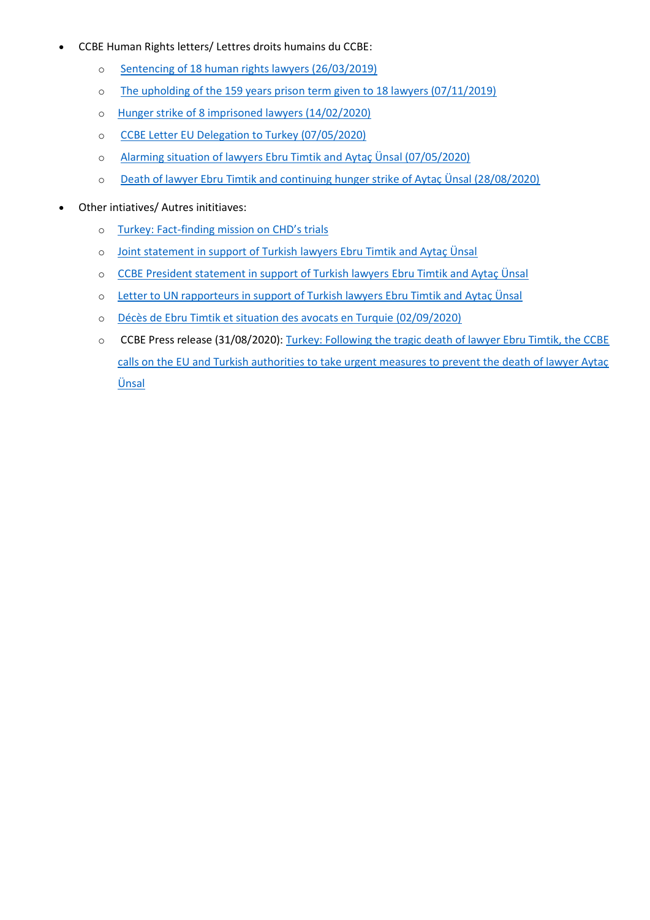- CCBE Human Rights letters/ Lettres droits humains du CCBE:
  - Sentencing of 18 human rights lawyers (26/03/2019)
  - The upholding of the 159 years prison term given to 18 lawyers (07/11/2019)
  - Hunger strike of 8 imprisoned lawyers (14/02/2020)
  - CCBE Letter EU Delegation to Turkey (07/05/2020)
  - Alarming situation of lawyers Ebru Timtik and Aytaç Ünsal (07/05/2020)
  - Death of lawyer Ebru Timtik and continuing hunger strike of Aytaç Ünsal (28/08/2020)
- Other intiatives/ Autres inititiaves:
  - Turkey: Fact-finding mission on CHD's trials
  - Joint statement in support of Turkish lawyers Ebru Timtik and Aytaç Ünsal
  - CCBE President statement in support of Turkish lawyers Ebru Timtik and Aytaç Ünsal
  - Letter to UN rapporteurs in support of Turkish lawyers Ebru Timtik and Aytaç Ünsal
  - Décès de Ebru Timtik et situation des avocats en Turquie (02/09/2020)
  - CCBE Press release (31/08/2020): Turkey: Following the tragic death of lawyer Ebru Timtik, the CCBE calls on the EU and Turkish authorities to take urgent measures to prevent the death of lawyer Aytaç Ünsal